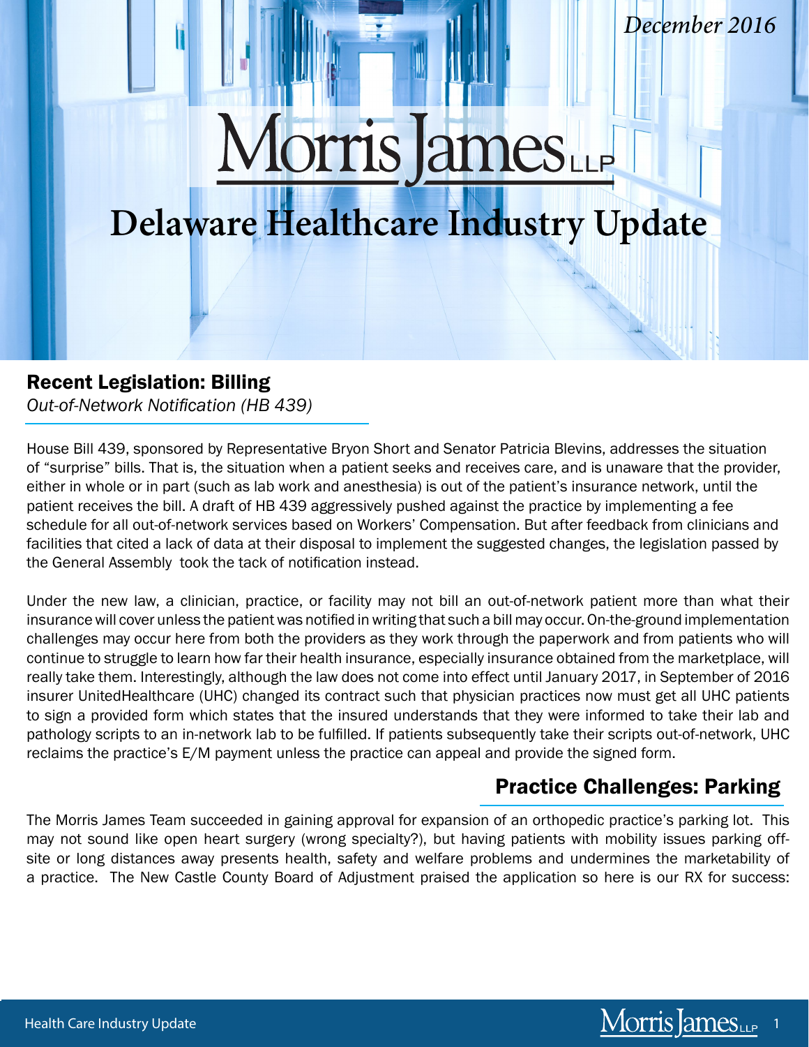December 2016

# Morris James LLP

# Delaware Healthcare Industry Update

## Recent Legislation: Billing

*Out-of-Network Notification (HB 439)*

House Bill 439, sponsored by Representative Bryon Short and Senator Patricia Blevins, addresses the situation of "surprise" bills. That is, the situation when a patient seeks and receives care, and is unaware that the provider, either in whole or in part (such as lab work and anesthesia) is out of the patient's insurance network, until the patient receives the bill. A draft of HB 439 aggressively pushed against the practice by implementing a fee schedule for all out-of-network services based on Workers' Compensation. But after feedback from clinicians and facilities that cited a lack of data at their disposal to implement the suggested changes, the legislation passed by the General Assembly took the tack of notification instead.

Under the new law, a clinician, practice, or facility may not bill an out-of-network patient more than what their insurance will cover unless the patient was notified in writing that such a bill may occur. On-the-ground implementation challenges may occur here from both the providers as they work through the paperwork and from patients who will continue to struggle to learn how far their health insurance, especially insurance obtained from the marketplace, will really take them. Interestingly, although the law does not come into effect until January 2017, in September of 2016 insurer UnitedHealthcare (UHC) changed its contract such that physician practices now must get all UHC patients to sign a provided form which states that the insured understands that they were informed to take their lab and pathology scripts to an in-network lab to be fulfilled. If patients subsequently take their scripts out-of-network, UHC reclaims the practice's E/M payment unless the practice can appeal and provide the signed form.

## Practice Challenges: Parking

The Morris James Team succeeded in gaining approval for expansion of an orthopedic practice's parking lot. This may not sound like open heart surgery (wrong specialty?), but having patients with mobility issues parking off-site or long distances away presents health, safety and welfare problems and undermines the marketability of a practice. The New Castle County Board of Adjustment praised the application so here is our RX for success: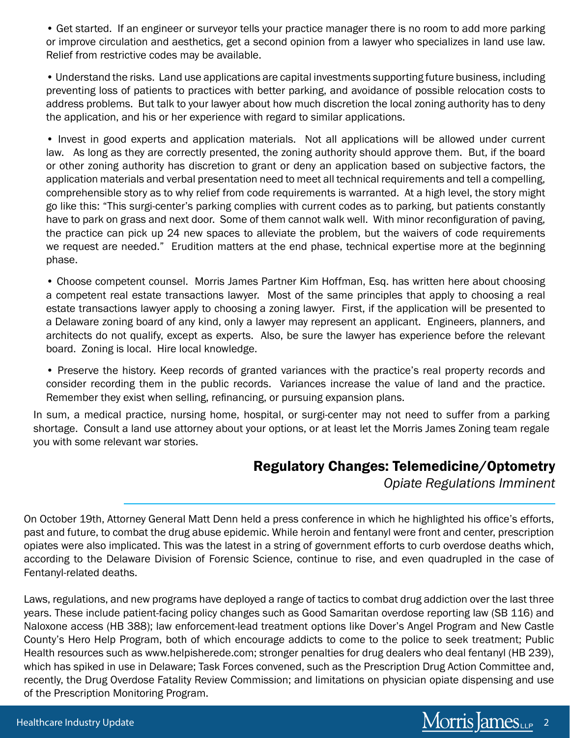- Get started. If an engineer or surveyor tells your practice manager there is no room to add more parking or improve circulation and aesthetics, get a second opinion from a lawyer who specializes in land use law. Relief from restrictive codes may be available.

- Understand the risks. Land use applications are capital investments supporting future business, including preventing loss of patients to practices with better parking, and avoidance of possible relocation costs to address problems. But talk to your lawyer about how much discretion the local zoning authority has to deny the application, and his or her experience with regard to similar applications.

- Invest in good experts and application materials. Not all applications will be allowed under current law. As long as they are correctly presented, the zoning authority should approve them. But, if the board or other zoning authority has discretion to grant or deny an application based on subjective factors, the application materials and verbal presentation need to meet all technical requirements and tell a compelling, comprehensible story as to why relief from code requirements is warranted. At a high level, the story might go like this: "This surgi-center's parking complies with current codes as to parking, but patients constantly have to park on grass and next door. Some of them cannot walk well. With minor reconfiguration of paving, the practice can pick up 24 new spaces to alleviate the problem, but the waivers of code requirements we request are needed." Erudition matters at the end phase, technical expertise more at the beginning phase.

- Choose competent counsel. Morris James Partner Kim Hoffman, Esq. has written here about choosing a competent real estate transactions lawyer. Most of the same principles that apply to choosing a real estate transactions lawyer apply to choosing a zoning lawyer. First, if the application will be presented to a Delaware zoning board of any kind, only a lawyer may represent an applicant. Engineers, planners, and architects do not qualify, except as experts. Also, be sure the lawyer has experience before the relevant board. Zoning is local. Hire local knowledge.

- Preserve the history. Keep records of granted variances with the practice's real property records and consider recording them in the public records. Variances increase the value of land and the practice. Remember they exist when selling, refinancing, or pursuing expansion plans.

In sum, a medical practice, nursing home, hospital, or surgi-center may not need to suffer from a parking shortage. Consult a land use attorney about your options, or at least let the Morris James Zoning team regale you with some relevant war stories.

## Regulatory Changes: Telemedicine/Optometry

*Opiate Regulations Imminent*

On October 19th, Attorney General Matt Denn held a press conference in which he highlighted his office's efforts, past and future, to combat the drug abuse epidemic. While heroin and fentanyl were front and center, prescription opiates were also implicated. This was the latest in a string of government efforts to curb overdose deaths which, according to the Delaware Division of Forensic Science, continue to rise, and even quadrupled in the case of Fentanyl-related deaths.

Laws, regulations, and new programs have deployed a range of tactics to combat drug addiction over the last three years. These include patient-facing policy changes such as Good Samaritan overdose reporting law (SB 116) and Naloxone access (HB 388); law enforcement-lead treatment options like Dover's Angel Program and New Castle County's Hero Help Program, both of which encourage addicts to come to the police to seek treatment; Public Health resources such as www.helpisherede.com; stronger penalties for drug dealers who deal fentanyl (HB 239), which has spiked in use in Delaware; Task Forces convened, such as the Prescription Drug Action Committee and, recently, the Drug Overdose Fatality Review Commission; and limitations on physician opiate dispensing and use of the Prescription Monitoring Program.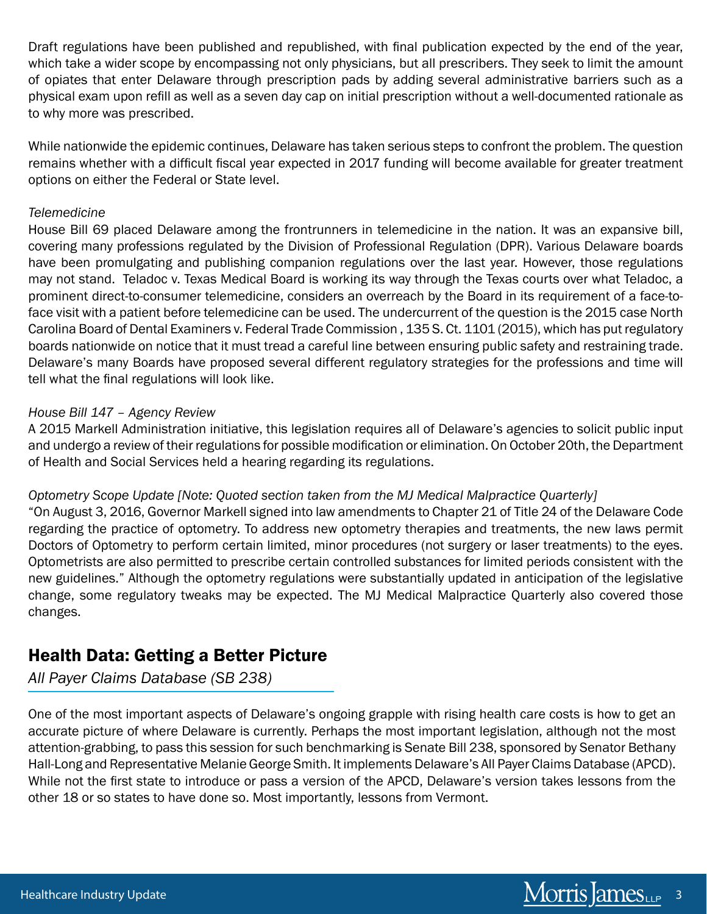Draft regulations have been published and republished, with final publication expected by the end of the year, which take a wider scope by encompassing not only physicians, but all prescribers. They seek to limit the amount of opiates that enter Delaware through prescription pads by adding several administrative barriers such as a physical exam upon refill as well as a seven day cap on initial prescription without a well-documented rationale as to why more was prescribed.

While nationwide the epidemic continues, Delaware has taken serious steps to confront the problem. The question remains whether with a difficult fiscal year expected in 2017 funding will become available for greater treatment options on either the Federal or State level.

*Telemedicine*

House Bill 69 placed Delaware among the frontrunners in telemedicine in the nation. It was an expansive bill, covering many professions regulated by the Division of Professional Regulation (DPR). Various Delaware boards have been promulgating and publishing companion regulations over the last year. However, those regulations may not stand. Teladoc v. Texas Medical Board is working its way through the Texas courts over what Teladoc, a prominent direct-to-consumer telemedicine, considers an overreach by the Board in its requirement of a face-to-face visit with a patient before telemedicine can be used. The undercurrent of the question is the 2015 case North Carolina Board of Dental Examiners v. Federal Trade Commission , 135 S. Ct. 1101 (2015), which has put regulatory boards nationwide on notice that it must tread a careful line between ensuring public safety and restraining trade. Delaware's many Boards have proposed several different regulatory strategies for the professions and time will tell what the final regulations will look like.

*House Bill 147 – Agency Review*

A 2015 Markell Administration initiative, this legislation requires all of Delaware's agencies to solicit public input and undergo a review of their regulations for possible modification or elimination. On October 20th, the Department of Health and Social Services held a hearing regarding its regulations.

*Optometry Scope Update [Note: Quoted section taken from the MJ Medical Malpractice Quarterly]*

"On August 3, 2016, Governor Markell signed into law amendments to Chapter 21 of Title 24 of the Delaware Code regarding the practice of optometry. To address new optometry therapies and treatments, the new laws permit Doctors of Optometry to perform certain limited, minor procedures (not surgery or laser treatments) to the eyes. Optometrists are also permitted to prescribe certain controlled substances for limited periods consistent with the new guidelines." Although the optometry regulations were substantially updated in anticipation of the legislative change, some regulatory tweaks may be expected. The MJ Medical Malpractice Quarterly also covered those changes.

## Health Data: Getting a Better Picture

*All Payer Claims Database (SB 238)*

One of the most important aspects of Delaware's ongoing grapple with rising health care costs is how to get an accurate picture of where Delaware is currently. Perhaps the most important legislation, although not the most attention-grabbing, to pass this session for such benchmarking is Senate Bill 238, sponsored by Senator Bethany Hall-Long and Representative Melanie George Smith. It implements Delaware's All Payer Claims Database (APCD). While not the first state to introduce or pass a version of the APCD, Delaware's version takes lessons from the other 18 or so states to have done so. Most importantly, lessons from Vermont.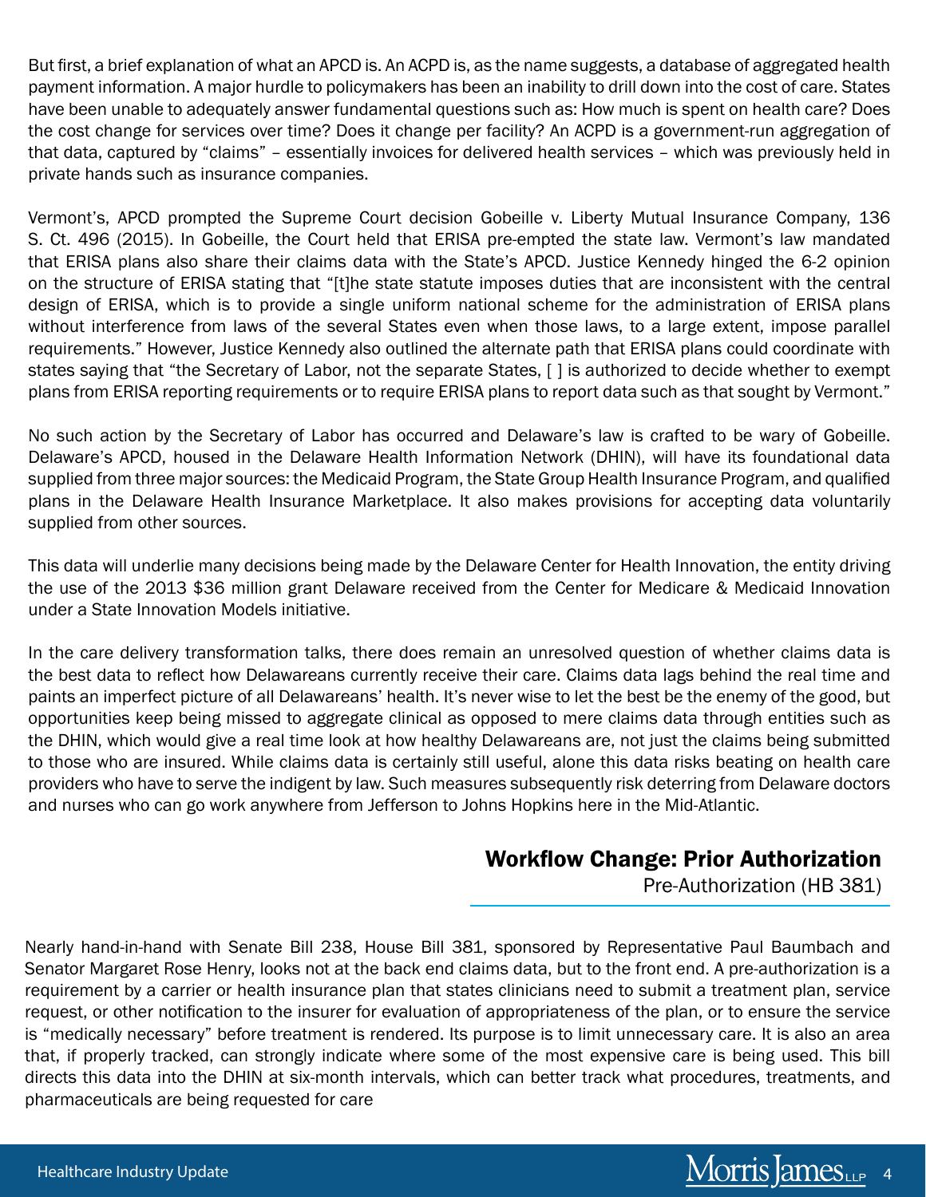But first, a brief explanation of what an APCD is. An ACPD is, as the name suggests, a database of aggregated health payment information. A major hurdle to policymakers has been an inability to drill down into the cost of care. States have been unable to adequately answer fundamental questions such as: How much is spent on health care? Does the cost change for services over time? Does it change per facility? An ACPD is a government-run aggregation of that data, captured by "claims" – essentially invoices for delivered health services – which was previously held in private hands such as insurance companies.

Vermont's, APCD prompted the Supreme Court decision Gobeille v. Liberty Mutual Insurance Company, 136 S. Ct. 496 (2015). In Gobeille, the Court held that ERISA pre-empted the state law. Vermont's law mandated that ERISA plans also share their claims data with the State's APCD. Justice Kennedy hinged the 6-2 opinion on the structure of ERISA stating that "[t]he state statute imposes duties that are inconsistent with the central design of ERISA, which is to provide a single uniform national scheme for the administration of ERISA plans without interference from laws of the several States even when those laws, to a large extent, impose parallel requirements." However, Justice Kennedy also outlined the alternate path that ERISA plans could coordinate with states saying that "the Secretary of Labor, not the separate States, [ ] is authorized to decide whether to exempt plans from ERISA reporting requirements or to require ERISA plans to report data such as that sought by Vermont."

No such action by the Secretary of Labor has occurred and Delaware's law is crafted to be wary of Gobeille. Delaware's APCD, housed in the Delaware Health Information Network (DHIN), will have its foundational data supplied from three major sources: the Medicaid Program, the State Group Health Insurance Program, and qualified plans in the Delaware Health Insurance Marketplace. It also makes provisions for accepting data voluntarily supplied from other sources.

This data will underlie many decisions being made by the Delaware Center for Health Innovation, the entity driving the use of the 2013 $36 million grant Delaware received from the Center for Medicare & Medicaid Innovation under a State Innovation Models initiative.

In the care delivery transformation talks, there does remain an unresolved question of whether claims data is the best data to reflect how Delawareans currently receive their care. Claims data lags behind the real time and paints an imperfect picture of all Delawareans' health. It's never wise to let the best be the enemy of the good, but opportunities keep being missed to aggregate clinical as opposed to mere claims data through entities such as the DHIN, which would give a real time look at how healthy Delawareans are, not just the claims being submitted to those who are insured. While claims data is certainly still useful, alone this data risks beating on health care providers who have to serve the indigent by law. Such measures subsequently risk deterring from Delaware doctors and nurses who can go work anywhere from Jefferson to Johns Hopkins here in the Mid-Atlantic.

## Workflow Change: Prior Authorization

Pre-Authorization (HB 381)

Nearly hand-in-hand with Senate Bill 238, House Bill 381, sponsored by Representative Paul Baumbach and Senator Margaret Rose Henry, looks not at the back end claims data, but to the front end. A pre-authorization is a requirement by a carrier or health insurance plan that states clinicians need to submit a treatment plan, service request, or other notification to the insurer for evaluation of appropriateness of the plan, or to ensure the service is "medically necessary" before treatment is rendered. Its purpose is to limit unnecessary care. It is also an area that, if properly tracked, can strongly indicate where some of the most expensive care is being used. This bill directs this data into the DHIN at six-month intervals, which can better track what procedures, treatments, and pharmaceuticals are being requested for care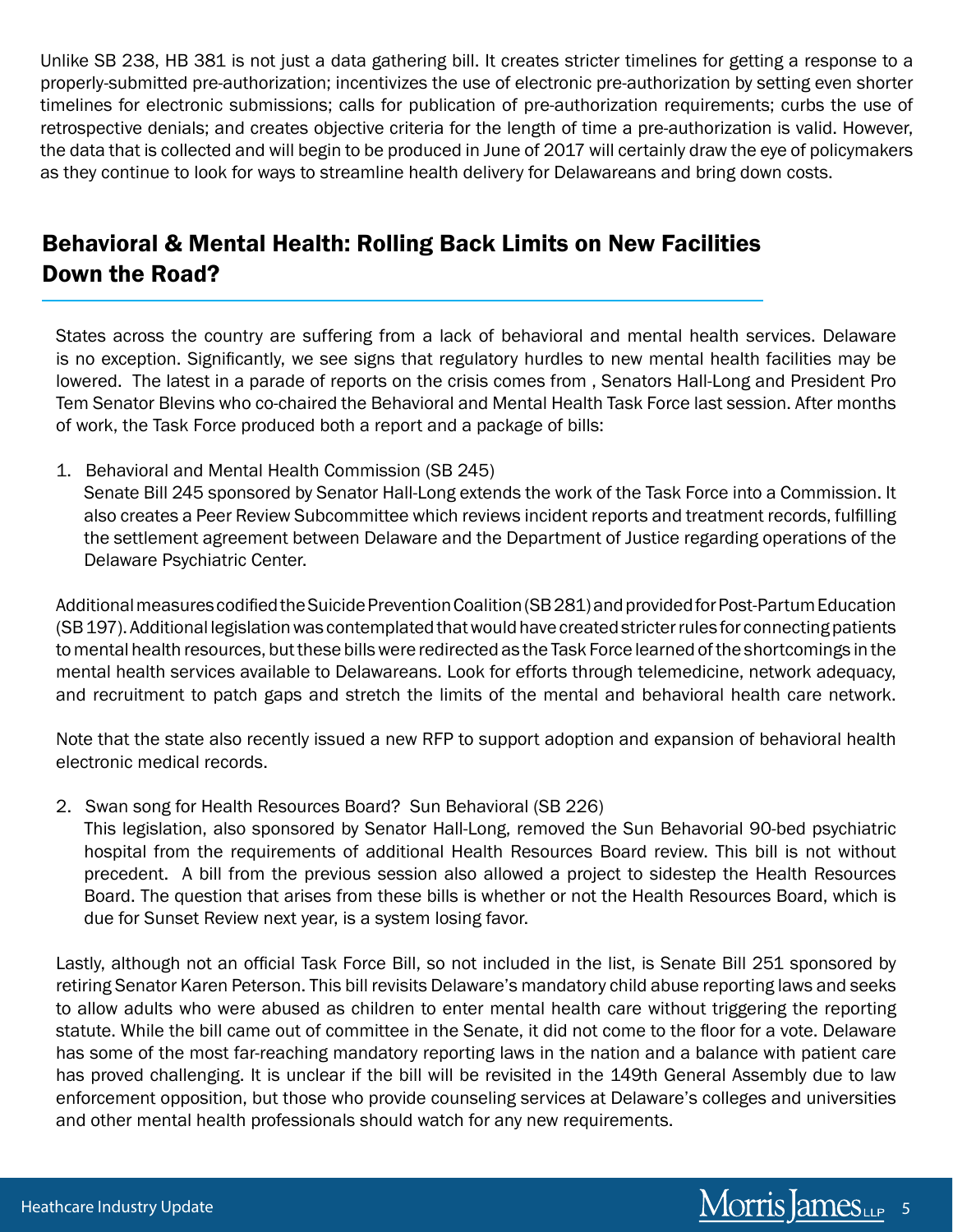Unlike SB 238, HB 381 is not just a data gathering bill. It creates stricter timelines for getting a response to a properly-submitted pre-authorization; incentivizes the use of electronic pre-authorization by setting even shorter timelines for electronic submissions; calls for publication of pre-authorization requirements; curbs the use of retrospective denials; and creates objective criteria for the length of time a pre-authorization is valid. However, the data that is collected and will begin to be produced in June of 2017 will certainly draw the eye of policymakers as they continue to look for ways to streamline health delivery for Delawareans and bring down costs.

## Behavioral & Mental Health: Rolling Back Limits on New Facilities Down the Road?

States across the country are suffering from a lack of behavioral and mental health services. Delaware is no exception. Significantly, we see signs that regulatory hurdles to new mental health facilities may be lowered. The latest in a parade of reports on the crisis comes from , Senators Hall-Long and President Pro Tem Senator Blevins who co-chaired the Behavioral and Mental Health Task Force last session. After months of work, the Task Force produced both a report and a package of bills:

1. Behavioral and Mental Health Commission (SB 245)
   Senate Bill 245 sponsored by Senator Hall-Long extends the work of the Task Force into a Commission. It also creates a Peer Review Subcommittee which reviews incident reports and treatment records, fulfilling the settlement agreement between Delaware and the Department of Justice regarding operations of the Delaware Psychiatric Center.

Additional measures codified the Suicide Prevention Coalition (SB 281) and provided for Post-Partum Education (SB 197). Additional legislation was contemplated that would have created stricter rules for connecting patients to mental health resources, but these bills were redirected as the Task Force learned of the shortcomings in the mental health services available to Delawareans. Look for efforts through telemedicine, network adequacy, and recruitment to patch gaps and stretch the limits of the mental and behavioral health care network.

Note that the state also recently issued a new RFP to support adoption and expansion of behavioral health electronic medical records.

2. Swan song for Health Resources Board? Sun Behavioral (SB 226)
   This legislation, also sponsored by Senator Hall-Long, removed the Sun Behavorial 90-bed psychiatric hospital from the requirements of additional Health Resources Board review. This bill is not without precedent. A bill from the previous session also allowed a project to sidestep the Health Resources Board. The question that arises from these bills is whether or not the Health Resources Board, which is due for Sunset Review next year, is a system losing favor.

Lastly, although not an official Task Force Bill, so not included in the list, is Senate Bill 251 sponsored by retiring Senator Karen Peterson. This bill revisits Delaware's mandatory child abuse reporting laws and seeks to allow adults who were abused as children to enter mental health care without triggering the reporting statute. While the bill came out of committee in the Senate, it did not come to the floor for a vote. Delaware has some of the most far-reaching mandatory reporting laws in the nation and a balance with patient care has proved challenging. It is unclear if the bill will be revisited in the 149th General Assembly due to law enforcement opposition, but those who provide counseling services at Delaware's colleges and universities and other mental health professionals should watch for any new requirements.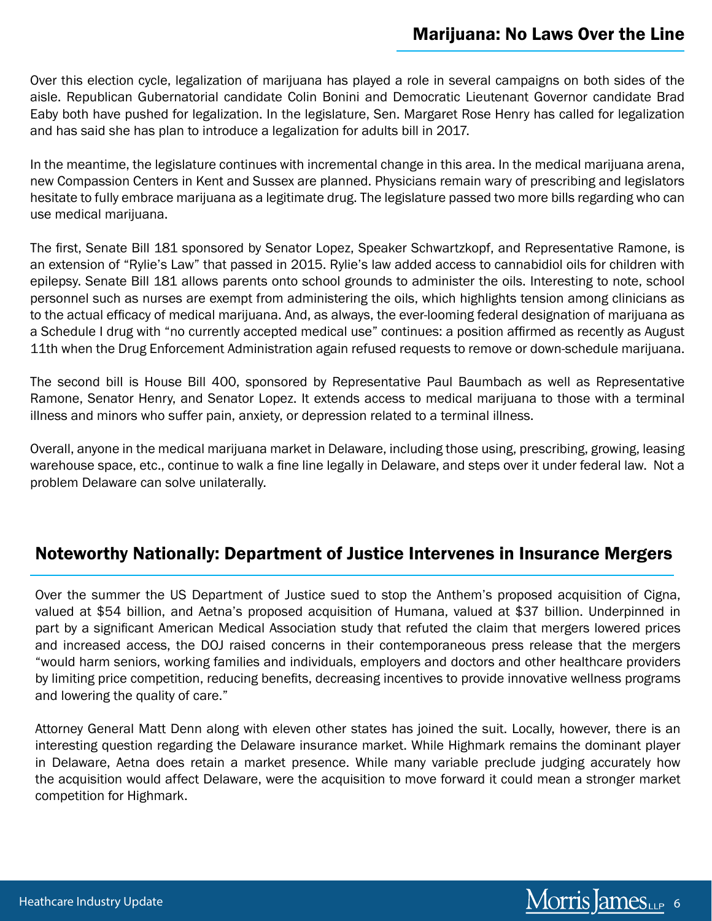## Marijuana: No Laws Over the Line

Over this election cycle, legalization of marijuana has played a role in several campaigns on both sides of the aisle. Republican Gubernatorial candidate Colin Bonini and Democratic Lieutenant Governor candidate Brad Eaby both have pushed for legalization. In the legislature, Sen. Margaret Rose Henry has called for legalization and has said she has plan to introduce a legalization for adults bill in 2017.

In the meantime, the legislature continues with incremental change in this area. In the medical marijuana arena, new Compassion Centers in Kent and Sussex are planned. Physicians remain wary of prescribing and legislators hesitate to fully embrace marijuana as a legitimate drug. The legislature passed two more bills regarding who can use medical marijuana.

The first, Senate Bill 181 sponsored by Senator Lopez, Speaker Schwartzkopf, and Representative Ramone, is an extension of "Rylie's Law" that passed in 2015. Rylie's law added access to cannabidiol oils for children with epilepsy. Senate Bill 181 allows parents onto school grounds to administer the oils. Interesting to note, school personnel such as nurses are exempt from administering the oils, which highlights tension among clinicians as to the actual efficacy of medical marijuana. And, as always, the ever-looming federal designation of marijuana as a Schedule I drug with "no currently accepted medical use" continues: a position affirmed as recently as August 11th when the Drug Enforcement Administration again refused requests to remove or down-schedule marijuana.

The second bill is House Bill 400, sponsored by Representative Paul Baumbach as well as Representative Ramone, Senator Henry, and Senator Lopez. It extends access to medical marijuana to those with a terminal illness and minors who suffer pain, anxiety, or depression related to a terminal illness.

Overall, anyone in the medical marijuana market in Delaware, including those using, prescribing, growing, leasing warehouse space, etc., continue to walk a fine line legally in Delaware, and steps over it under federal law. Not a problem Delaware can solve unilaterally.

## Noteworthy Nationally: Department of Justice Intervenes in Insurance Mergers

Over the summer the US Department of Justice sued to stop the Anthem's proposed acquisition of Cigna, valued at $54 billion, and Aetna's proposed acquisition of Humana, valued at $37 billion. Underpinned in part by a significant American Medical Association study that refuted the claim that mergers lowered prices and increased access, the DOJ raised concerns in their contemporaneous press release that the mergers "would harm seniors, working families and individuals, employers and doctors and other healthcare providers by limiting price competition, reducing benefits, decreasing incentives to provide innovative wellness programs and lowering the quality of care."

Attorney General Matt Denn along with eleven other states has joined the suit. Locally, however, there is an interesting question regarding the Delaware insurance market. While Highmark remains the dominant player in Delaware, Aetna does retain a market presence. While many variable preclude judging accurately how the acquisition would affect Delaware, were the acquisition to move forward it could mean a stronger market competition for Highmark.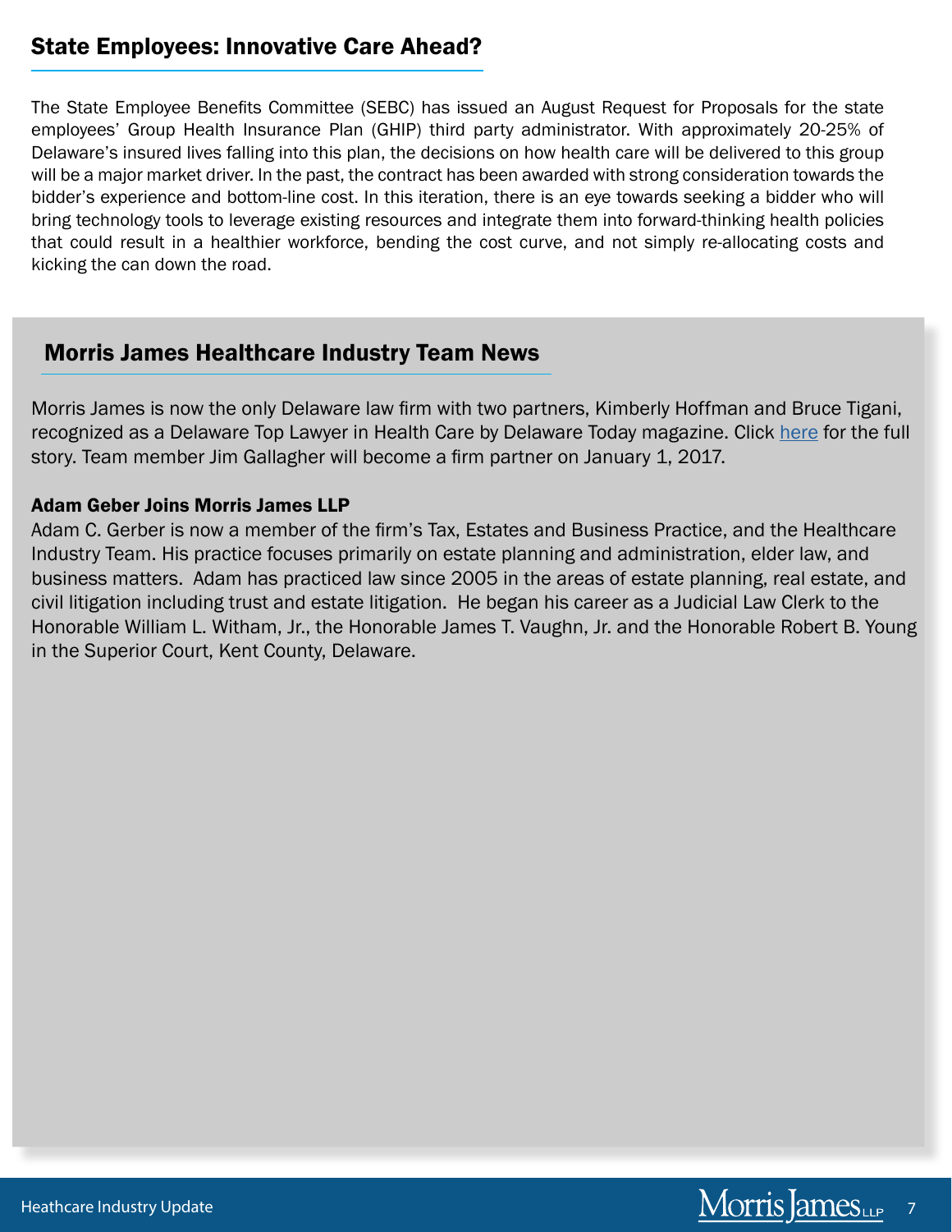## State Employees: Innovative Care Ahead?

The State Employee Benefits Committee (SEBC) has issued an August Request for Proposals for the state employees' Group Health Insurance Plan (GHIP) third party administrator. With approximately 20-25% of Delaware's insured lives falling into this plan, the decisions on how health care will be delivered to this group will be a major market driver. In the past, the contract has been awarded with strong consideration towards the bidder's experience and bottom-line cost. In this iteration, there is an eye towards seeking a bidder who will bring technology tools to leverage existing resources and integrate them into forward-thinking health policies that could result in a healthier workforce, bending the cost curve, and not simply re-allocating costs and kicking the can down the road.

## Morris James Healthcare Industry Team News

Morris James is now the only Delaware law firm with two partners, Kimberly Hoffman and Bruce Tigani, recognized as a Delaware Top Lawyer in Health Care by Delaware Today magazine. Click here for the full story. Team member Jim Gallagher will become a firm partner on January 1, 2017.

### Adam Geber Joins Morris James LLP

Adam C. Gerber is now a member of the firm's Tax, Estates and Business Practice, and the Healthcare Industry Team. His practice focuses primarily on estate planning and administration, elder law, and business matters. Adam has practiced law since 2005 in the areas of estate planning, real estate, and civil litigation including trust and estate litigation. He began his career as a Judicial Law Clerk to the Honorable William L. Witham, Jr., the Honorable James T. Vaughn, Jr. and the Honorable Robert B. Young in the Superior Court, Kent County, Delaware.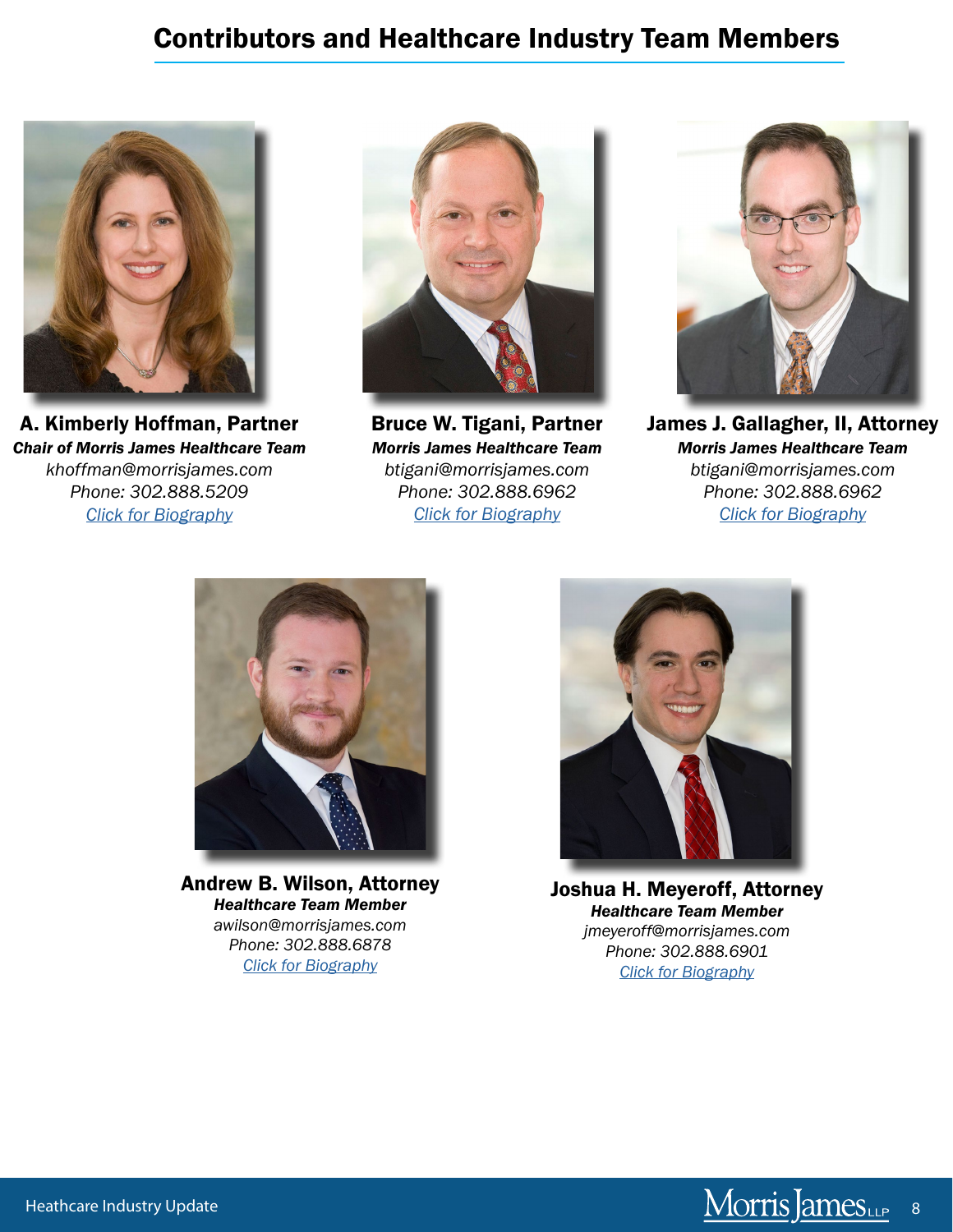## Contributors and Healthcare Industry Team Members

**A. Kimberly Hoffman, Partner**
***Chair of Morris James Healthcare Team***
*khoffman@morrisjames.com*
*Phone: 302.888.5209*
*Click for Biography*

**Bruce W. Tigani, Partner**
***Morris James Healthcare Team***
*btigani@morrisjames.com*
*Phone: 302.888.6962*
*Click for Biography*

**James J. Gallagher, II, Attorney**
***Morris James Healthcare Team***
*btigani@morrisjames.com*
*Phone: 302.888.6962*
*Click for Biography*

**Andrew B. Wilson, Attorney**
***Healthcare Team Member***
*awilson@morrisjames.com*
*Phone: 302.888.6878*
*Click for Biography*

**Joshua H. Meyeroff, Attorney**
***Healthcare Team Member***
*jmeyeroff@morrisjames.com*
*Phone: 302.888.6901*
*Click for Biography*